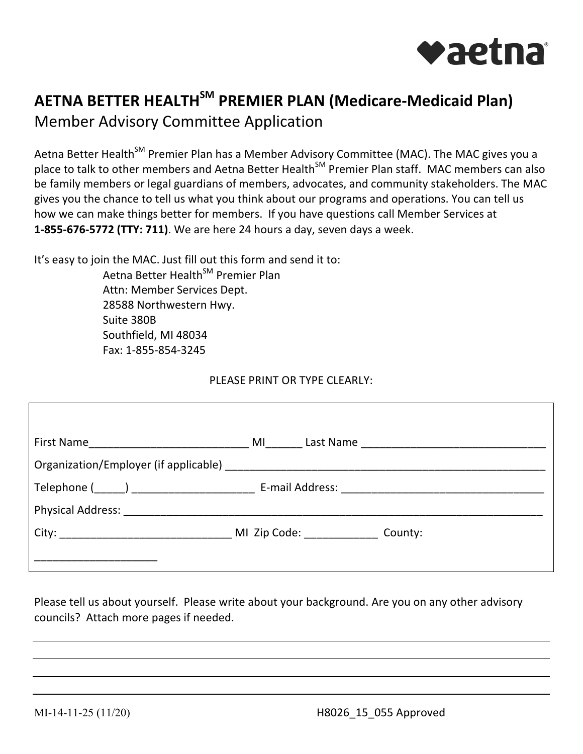# AETNA BETTER HEALTH[SM] PREMIER PLAN (Medicare-Medicaid Plan)

Member Advisory Committee Application

Aetna Better Health[SM] Premier Plan has a Member Advisory Committee (MAC). The MAC gives you a place to talk to other members and Aetna Better Health[SM] Premier Plan staff. MAC members can also be family members or legal guardians of members, advocates, and community stakeholders. The MAC gives you the chance to tell us what you think about our programs and operations. You can tell us how we can make things better for members. If you have questions call Member Services at **1-855-676-5772 (TTY: 711)**. We are here 24 hours a day, seven days a week.

It's easy to join the MAC. Just fill out this form and send it to:

Aetna Better Health[SM] Premier Plan
Attn: Member Services Dept.
28588 Northwestern Hwy.
Suite 380B
Southfield, MI 48034
Fax: 1-855-854-3245

PLEASE PRINT OR TYPE CLEARLY:

First Name__________________________ MI______ Last Name ______________________________

Organization/Employer (if applicable) ______________________________________________________

Telephone (_____) ____________________ E-mail Address: __________________________________

Physical Address: ____________________________________________________________________

City: _____________________________ MI Zip Code: ____________ County: ____________________

Please tell us about yourself. Please write about your background. Are you on any other advisory councils? Attach more pages if needed.

___________________________________________________________________________

___________________________________________________________________________

___________________________________________________________________________

___________________________________________________________________________

MI-14-11-25 (11/20) H8026_15_055 Approved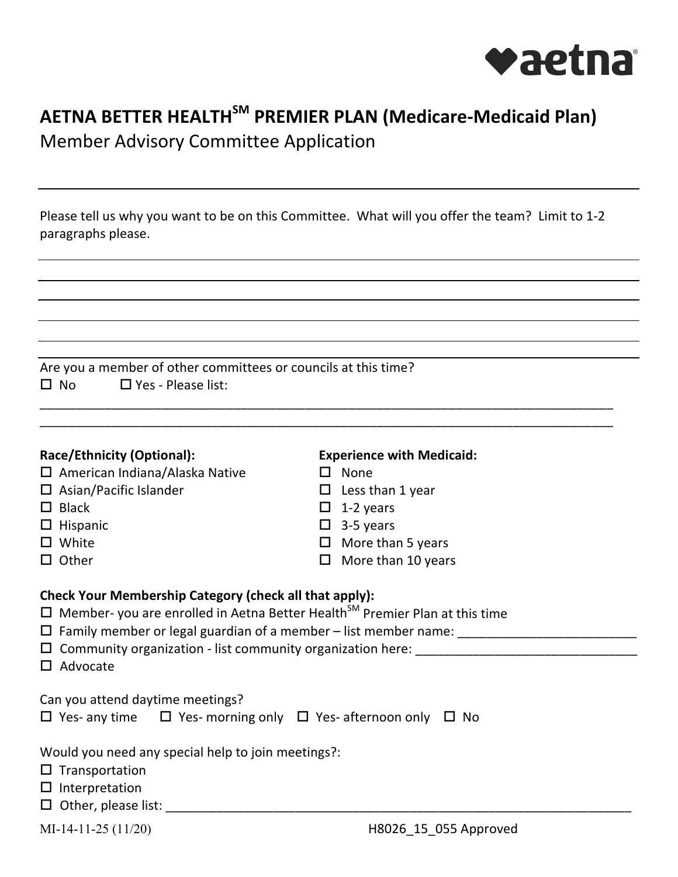# AETNA BETTER HEALTH℠ PREMIER PLAN (Medicare-Medicaid Plan)

Member Advisory Committee Application

---

Please tell us why you want to be on this Committee. What will you offer the team? Limit to 1-2 paragraphs please.

______________________________________________________________________________

______________________________________________________________________________

______________________________________________________________________________

______________________________________________________________________________

______________________________________________________________________________

Are you a member of other committees or councils at this time?

☐ No ☐ Yes - Please list:

______________________________________________________________________________

______________________________________________________________________________

**Race/Ethnicity (Optional):**

- ☐ American Indiana/Alaska Native
- ☐ Asian/Pacific Islander
- ☐ Black
- ☐ Hispanic
- ☐ White
- ☐ Other

**Experience with Medicaid:**

- ☐ None
- ☐ Less than 1 year
- ☐ 1-2 years
- ☐ 3-5 years
- ☐ More than 5 years
- ☐ More than 10 years

**Check Your Membership Category (check all that apply):**

- ☐ Member- you are enrolled in Aetna Better Health℠ Premier Plan at this time
- ☐ Family member or legal guardian of a member – list member name: ________________________
- ☐ Community organization - list community organization here: ______________________________
- ☐ Advocate

Can you attend daytime meetings?

☐ Yes- any time ☐ Yes- morning only ☐ Yes- afternoon only ☐ No

Would you need any special help to join meetings?:

- ☐ Transportation
- ☐ Interpretation
- ☐ Other, please list: ____________________________________________________________________

MI-14-11-25 (11/20) H8026_15_055 Approved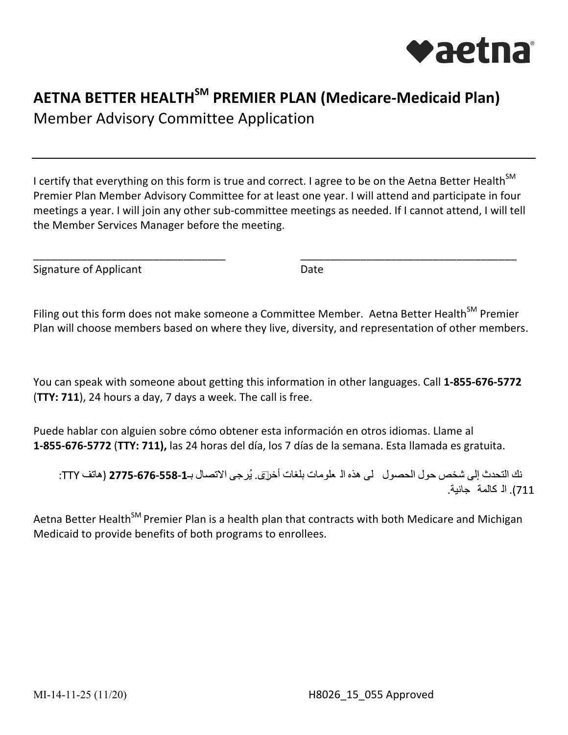# AETNA BETTER HEALTH[SM] PREMIER PLAN (Medicare-Medicaid Plan)

Member Advisory Committee Application

---

I certify that everything on this form is true and correct. I agree to be on the Aetna Better Health[SM] Premier Plan Member Advisory Committee for at least one year. I will attend and participate in four meetings a year. I will join any other sub-committee meetings as needed. If I cannot attend, I will tell the Member Services Manager before the meeting.

________________________________ ____________________________________

Signature of Applicant Date

Filing out this form does not make someone a Committee Member. Aetna Better Health[SM] Premier Plan will choose members based on where they live, diversity, and representation of other members.

You can speak with someone about getting this information in other languages. Call **1-855-676-5772** (**TTY: 711**), 24 hours a day, 7 days a week. The call is free.

Puede hablar con alguien sobre cómo obtener esta información en otros idiomas. Llame al **1-855-676-5772** (**TTY: 711),** las 24 horas del día, los 7 días de la semana. Esta llamada es gratuita.

نك التحدث إلى شخص حول الحصول لى هذه الـ علومات بلغات أخرى. يُرجى الاتصال بـ**1-558-676-2775** (هاتف TTY: 711). الـ كالمة جانية.

Aetna Better Health[SM] Premier Plan is a health plan that contracts with both Medicare and Michigan Medicaid to provide benefits of both programs to enrollees.

MI-14-11-25 (11/20) H8026_15_055 Approved